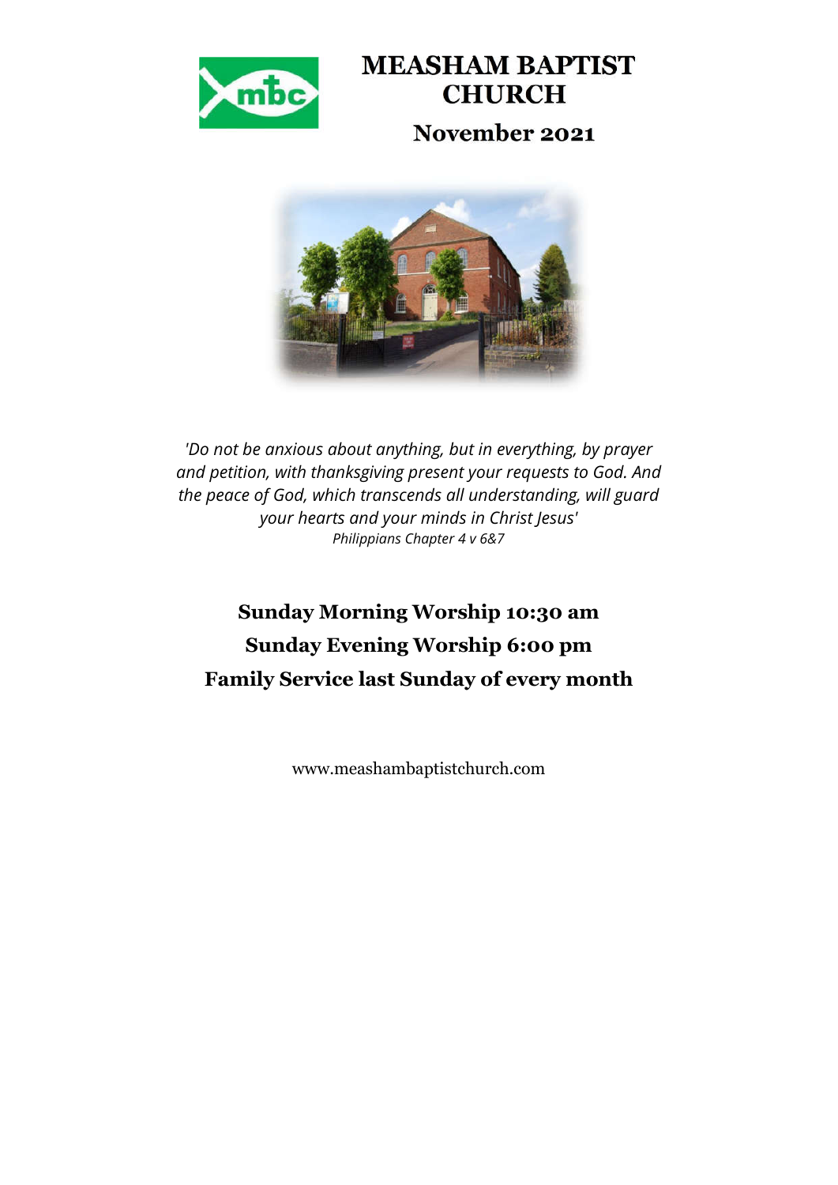# MEASHAM BAPTIST CHURCH

## November 2021

*'Do not be anxious about anything, but in everything, by prayer and petition, with thanksgiving present your requests to God. And the peace of God, which transcends all understanding, will guard your hearts and your minds in Christ Jesus'*
*Philippians Chapter 4 v 6&7*

**Sunday Morning Worship 10:30 am**
**Sunday Evening Worship 6:00 pm**
**Family Service last Sunday of every month**

www.meashambaptistchurch.com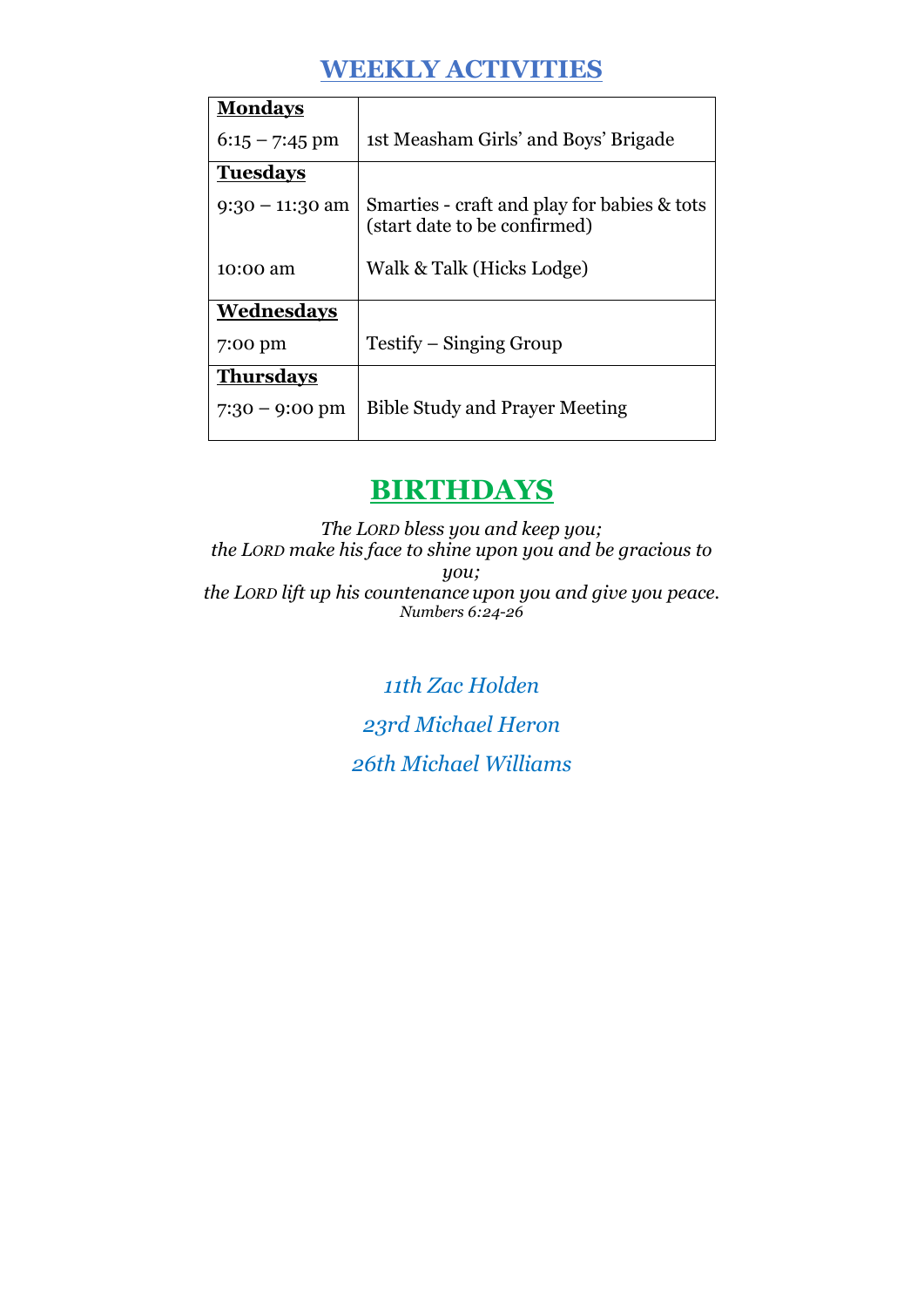# WEEKLY ACTIVITIES

| **Mondays** | |
|---|---|
| 6:15 – 7:45 pm | 1st Measham Girls' and Boys' Brigade |
| **Tuesdays** | |
| 9:30 – 11:30 am | Smarties - craft and play for babies & tots (start date to be confirmed) |
| 10:00 am | Walk & Talk (Hicks Lodge) |
| **Wednesdays** | |
| 7:00 pm | Testify – Singing Group |
| **Thursdays** | |
| 7:30 – 9:00 pm | Bible Study and Prayer Meeting |

# BIRTHDAYS

*The LORD bless you and keep you;*
*the LORD make his face to shine upon you and be gracious to you;*
*the LORD lift up his countenance upon you and give you peace.*
*Numbers 6:24-26*

*11th Zac Holden*

*23rd Michael Heron*

*26th Michael Williams*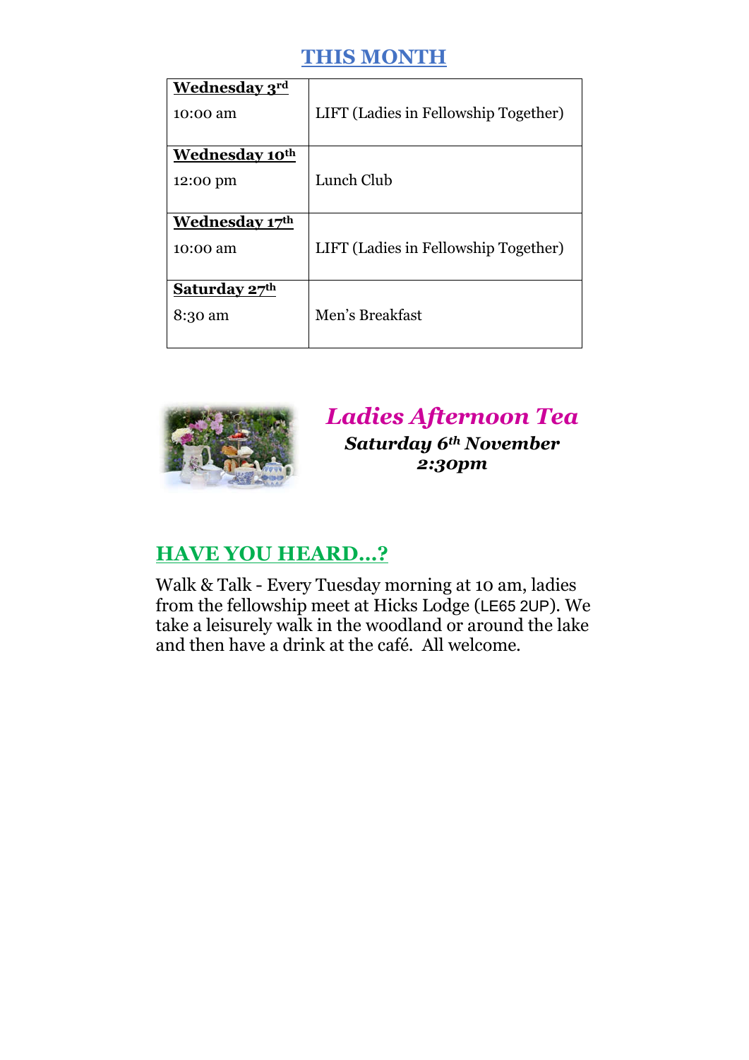## THIS MONTH

| | |
|---|---|
| **Wednesday 3rd**<br>10:00 am | LIFT (Ladies in Fellowship Together) |
| **Wednesday 10th**<br>12:00 pm | Lunch Club |
| **Wednesday 17th**<br>10:00 am | LIFT (Ladies in Fellowship Together) |
| **Saturday 27th**<br>8:30 am | Men's Breakfast |

## *Ladies Afternoon Tea*

***Saturday 6th November***
***2:30pm***

## HAVE YOU HEARD…?

Walk & Talk - Every Tuesday morning at 10 am, ladies from the fellowship meet at Hicks Lodge (LE65 2UP). We take a leisurely walk in the woodland or around the lake and then have a drink at the café. All welcome.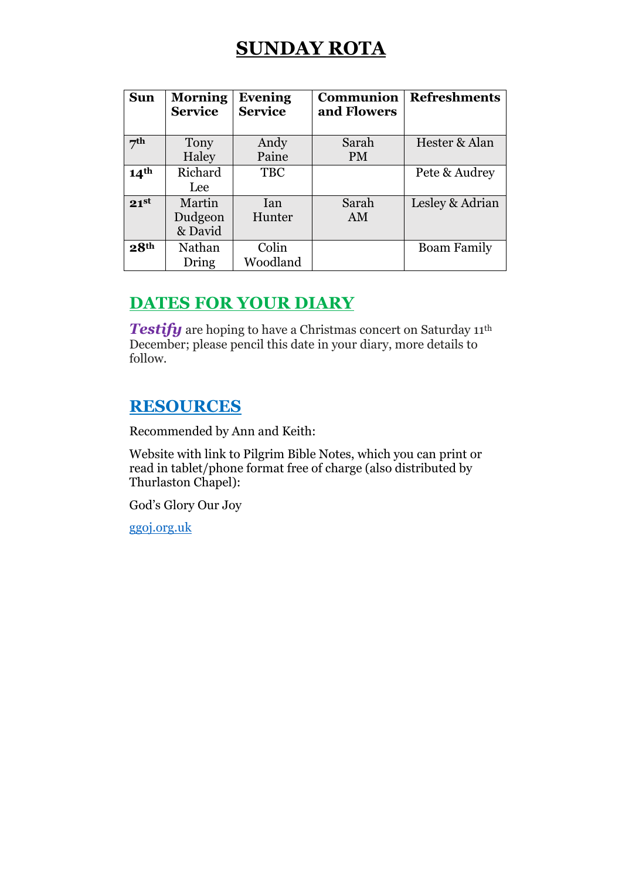# SUNDAY ROTA

| Sun | Morning Service | Evening Service | Communion and Flowers | Refreshments |
|---|---|---|---|---|
| 7th | Tony Haley | Andy Paine | Sarah PM | Hester & Alan |
| 14th | Richard Lee | TBC | | Pete & Audrey |
| 21st | Martin Dudgeon & David | Ian Hunter | Sarah AM | Lesley & Adrian |
| 28th | Nathan Dring | Colin Woodland | | Boam Family |

## DATES FOR YOUR DIARY

***Testify*** are hoping to have a Christmas concert on Saturday 11th December; please pencil this date in your diary, more details to follow.

## RESOURCES

Recommended by Ann and Keith:

Website with link to Pilgrim Bible Notes, which you can print or read in tablet/phone format free of charge (also distributed by Thurlaston Chapel):

God's Glory Our Joy

ggoj.org.uk